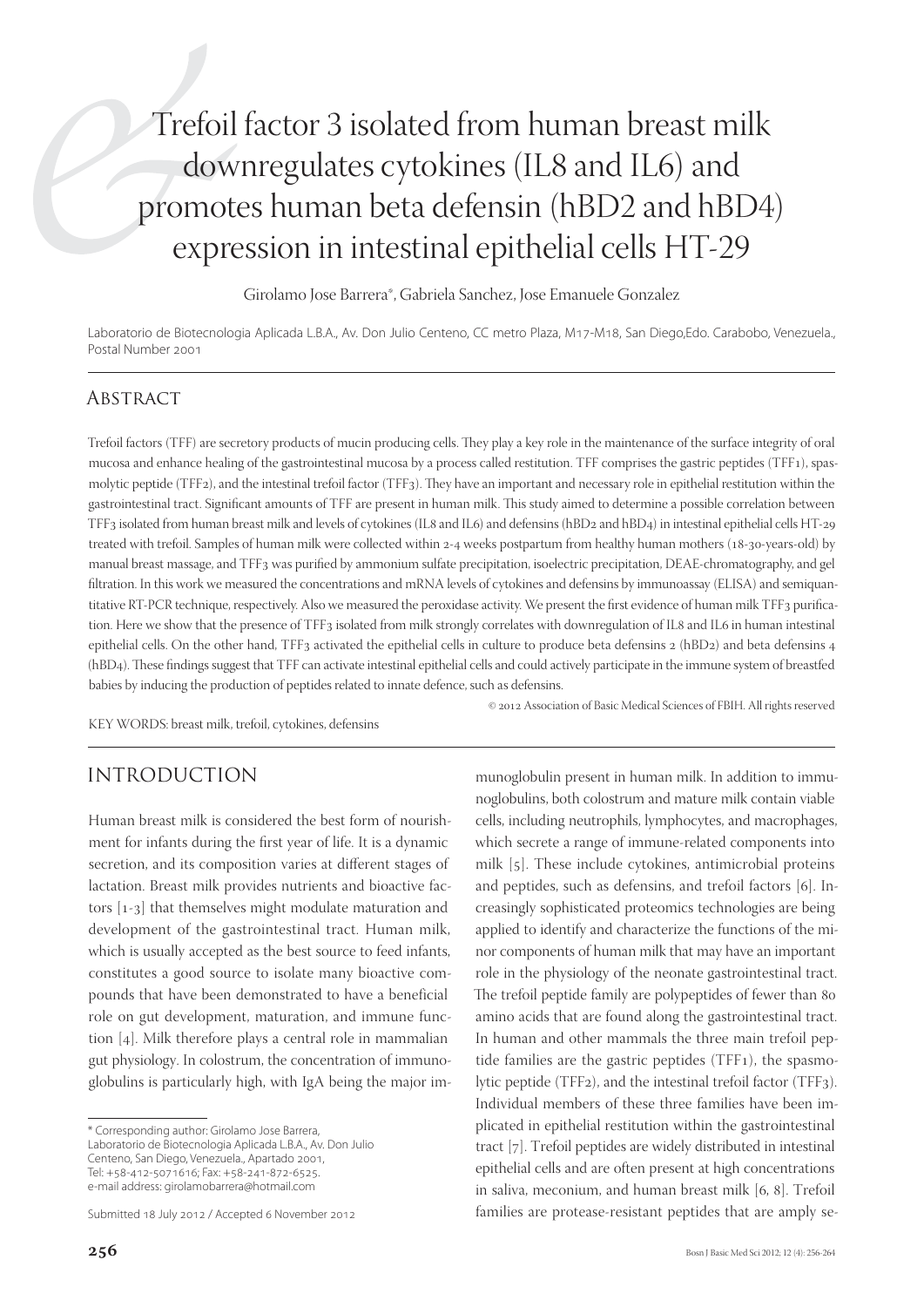# Trefoil factor 3 isolated from human breast milk downregulates cytokines (IL8 and IL6) and promotes human beta defensin (hBD2 and hBD4) expression in intestinal epithelial cells HT-29

Girolamo Jose Barrera*, Gabriela Sanchez, Jose Emanuele Gonzalez

Laboratorio de Biotecnologia Aplicada L.B.A., Av. Don Julio Centeno, CC metro Plaza, M17-M18, San Diego,Edo. Carabobo, Venezuela., Postal Number 2001

## Abstract

Trefoil factors (TFF) are secretory products of mucin producing cells. They play a key role in the maintenance of the surface integrity of oral mucosa and enhance healing of the gastrointestinal mucosa by a process called restitution. TFF comprises the gastric peptides (TFF1), spasmolytic peptide (TFF2), and the intestinal trefoil factor (TFF3). They have an important and necessary role in epithelial restitution within the gastrointestinal tract. Significant amounts of TFF are present in human milk. This study aimed to determine a possible correlation between TFF3 isolated from human breast milk and levels of cytokines (IL8 and IL6) and defensins (hBD2 and hBD4) in intestinal epithelial cells HT-29 treated with trefoil. Samples of human milk were collected within 2-4 weeks postpartum from healthy human mothers (18-30-years-old) by manual breast massage, and TFF3 was purified by ammonium sulfate precipitation, isoelectric precipitation, DEAE-chromatography, and gel filtration. In this work we measured the concentrations and mRNA levels of cytokines and defensins by immunoassay (ELISA) and semiquantitative RT-PCR technique, respectively. Also we measured the peroxidase activity. We present the first evidence of human milk TFF3 purification. Here we show that the presence of TFF3 isolated from milk strongly correlates with downregulation of IL8 and IL6 in human intestinal epithelial cells. On the other hand, TFF3 activated the epithelial cells in culture to produce beta defensins 2 (hBD2) and beta defensins 4 (hBD4). These findings suggest that TFF can activate intestinal epithelial cells and could actively participate in the immune system of breastfed babies by inducing the production of peptides related to innate defence, such as defensins.

© 2012 Association of Basic Medical Sciences of FBIH. All rights reserved

KEY WORDS: breast milk, trefoil, cytokines, defensins

## Introduction

Human breast milk is considered the best form of nourishment for infants during the first year of life. It is a dynamic secretion, and its composition varies at different stages of lactation. Breast milk provides nutrients and bioactive factors [1-3] that themselves might modulate maturation and development of the gastrointestinal tract. Human milk, which is usually accepted as the best source to feed infants, constitutes a good source to isolate many bioactive compounds that have been demonstrated to have a beneficial role on gut development, maturation, and immune function [4]. Milk therefore plays a central role in mammalian gut physiology. In colostrum, the concentration of immunoglobulins is particularly high, with IgA being the major immunoglobulin present in human milk. In addition to immunoglobulins, both colostrum and mature milk contain viable cells, including neutrophils, lymphocytes, and macrophages, which secrete a range of immune-related components into milk [5]. These include cytokines, antimicrobial proteins and peptides, such as defensins, and trefoil factors [6]. Increasingly sophisticated proteomics technologies are being applied to identify and characterize the functions of the minor components of human milk that may have an important role in the physiology of the neonate gastrointestinal tract. The trefoil peptide family are polypeptides of fewer than 80 amino acids that are found along the gastrointestinal tract. In human and other mammals the three main trefoil peptide families are the gastric peptides (TFF1), the spasmolytic peptide (TFF2), and the intestinal trefoil factor (TFF3). Individual members of these three families have been implicated in epithelial restitution within the gastrointestinal tract [7]. Trefoil peptides are widely distributed in intestinal epithelial cells and are often present at high concentrations in saliva, meconium, and human breast milk [6, 8]. Trefoil families are protease-resistant peptides that are amply se-

---

* Corresponding author: Girolamo Jose Barrera, Laboratorio de Biotecnologia Aplicada L.B.A., Av. Don Julio Centeno, San Diego, Venezuela., Apartado 2001, Tel: +58-412-5071616; Fax: +58-241-872-6525. e-mail address: girolamobarrera@hotmail.com

Submitted 18 July 2012 / Accepted 6 November 2012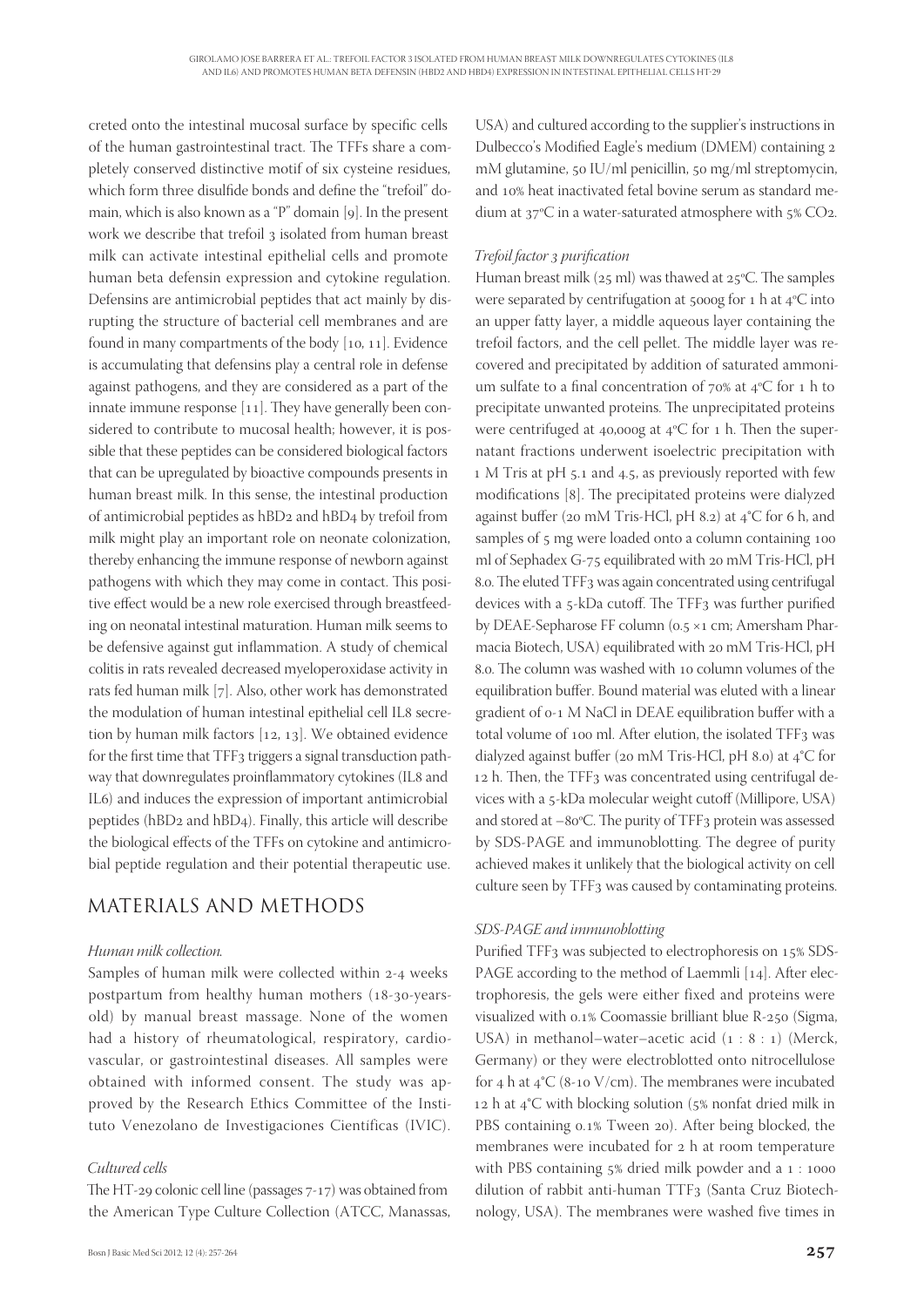creted onto the intestinal mucosal surface by specific cells of the human gastrointestinal tract. The TFFs share a completely conserved distinctive motif of six cysteine residues, which form three disulfide bonds and define the "trefoil" domain, which is also known as a "P" domain [9]. In the present work we describe that trefoil 3 isolated from human breast milk can activate intestinal epithelial cells and promote human beta defensin expression and cytokine regulation. Defensins are antimicrobial peptides that act mainly by disrupting the structure of bacterial cell membranes and are found in many compartments of the body [10, 11]. Evidence is accumulating that defensins play a central role in defense against pathogens, and they are considered as a part of the innate immune response [11]. They have generally been considered to contribute to mucosal health; however, it is possible that these peptides can be considered biological factors that can be upregulated by bioactive compounds presents in human breast milk. In this sense, the intestinal production of antimicrobial peptides as hBD2 and hBD4 by trefoil from milk might play an important role on neonate colonization, thereby enhancing the immune response of newborn against pathogens with which they may come in contact. This positive effect would be a new role exercised through breastfeeding on neonatal intestinal maturation. Human milk seems to be defensive against gut inflammation. A study of chemical colitis in rats revealed decreased myeloperoxidase activity in rats fed human milk [7]. Also, other work has demonstrated the modulation of human intestinal epithelial cell IL8 secretion by human milk factors [12, 13]. We obtained evidence for the first time that TFF3 triggers a signal transduction pathway that downregulates proinflammatory cytokines (IL8 and IL6) and induces the expression of important antimicrobial peptides (hBD2 and hBD4). Finally, this article will describe the biological effects of the TFFs on cytokine and antimicrobial peptide regulation and their potential therapeutic use.

## MATERIALS AND METHODS

### *Human milk collection.*

Samples of human milk were collected within 2-4 weeks postpartum from healthy human mothers (18-30-years-old) by manual breast massage. None of the women had a history of rheumatological, respiratory, cardiovascular, or gastrointestinal diseases. All samples were obtained with informed consent. The study was approved by the Research Ethics Committee of the Instituto Venezolano de Investigaciones Científicas (IVIC).

### *Cultured cells*

The HT-29 colonic cell line (passages 7-17) was obtained from the American Type Culture Collection (ATCC, Manassas, USA) and cultured according to the supplier's instructions in Dulbecco's Modified Eagle's medium (DMEM) containing 2 mM glutamine, 50 IU/ml penicillin, 50 mg/ml streptomycin, and 10% heat inactivated fetal bovine serum as standard medium at 37ºC in a water-saturated atmosphere with 5% $CO_2$.

### *Trefoil factor 3 purification*

Human breast milk (25 ml) was thawed at 25ºC. The samples were separated by centrifugation at 5000g for 1 h at 4ºC into an upper fatty layer, a middle aqueous layer containing the trefoil factors, and the cell pellet. The middle layer was recovered and precipitated by addition of saturated ammonium sulfate to a final concentration of 70% at 4ºC for 1 h to precipitate unwanted proteins. The unprecipitated proteins were centrifuged at 40,000g at 4ºC for 1 h. Then the supernatant fractions underwent isoelectric precipitation with 1 M Tris at pH 5.1 and 4.5, as previously reported with few modifications [8]. The precipitated proteins were dialyzed against buffer (20 mM Tris-HCl, pH 8.2) at 4°C for 6 h, and samples of 5 mg were loaded onto a column containing 100 ml of Sephadex G-75 equilibrated with 20 mM Tris-HCl, pH 8.0. The eluted TFF3 was again concentrated using centrifugal devices with a 5-kDa cutoff. The TFF3 was further purified by DEAE-Sepharose FF column (0.5 ×1 cm; Amersham Pharmacia Biotech, USA) equilibrated with 20 mM Tris-HCl, pH 8.0. The column was washed with 10 column volumes of the equilibration buffer. Bound material was eluted with a linear gradient of 0-1 M NaCl in DEAE equilibration buffer with a total volume of 100 ml. After elution, the isolated TFF3 was dialyzed against buffer (20 mM Tris-HCl, pH 8.0) at 4°C for 12 h. Then, the TFF3 was concentrated using centrifugal devices with a 5-kDa molecular weight cutoff (Millipore, USA) and stored at –80ºC. The purity of TFF3 protein was assessed by SDS-PAGE and immunoblotting. The degree of purity achieved makes it unlikely that the biological activity on cell culture seen by TFF3 was caused by contaminating proteins.

### *SDS-PAGE and immunoblotting*

Purified TFF3 was subjected to electrophoresis on 15% SDS-PAGE according to the method of Laemmli [14]. After electrophoresis, the gels were either fixed and proteins were visualized with 0.1% Coomassie brilliant blue R-250 (Sigma, USA) in methanol–water–acetic acid (1 : 8 : 1) (Merck, Germany) or they were electroblotted onto nitrocellulose for 4 h at 4°C (8-10 V/cm). The membranes were incubated 12 h at 4°C with blocking solution (5% nonfat dried milk in PBS containing 0.1% Tween 20). After being blocked, the membranes were incubated for 2 h at room temperature with PBS containing 5% dried milk powder and a 1 : 1000 dilution of rabbit anti-human TTF3 (Santa Cruz Biotechnology, USA). The membranes were washed five times in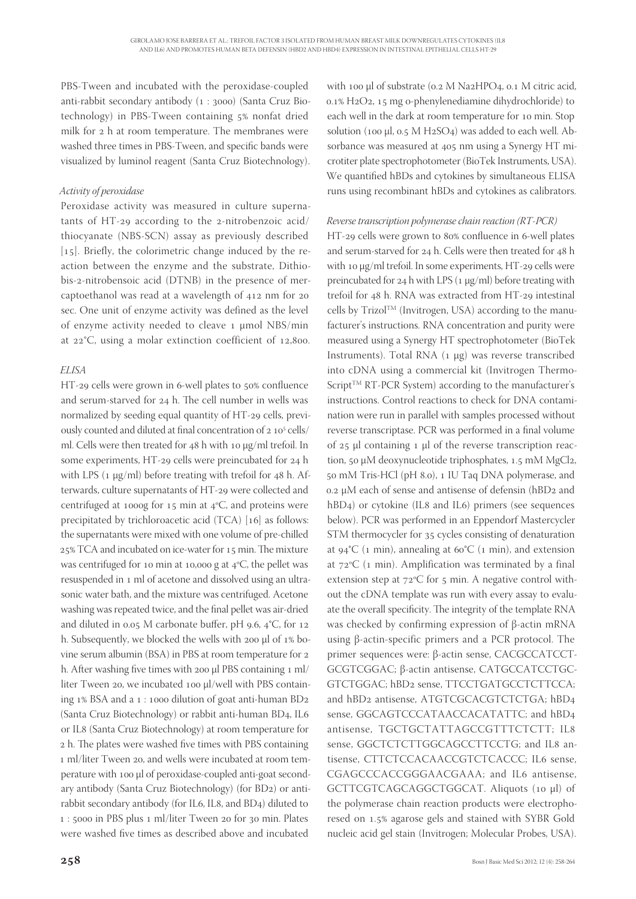PBS-Tween and incubated with the peroxidase-coupled anti-rabbit secondary antibody (1 : 3000) (Santa Cruz Biotechnology) in PBS-Tween containing 5% nonfat dried milk for 2 h at room temperature. The membranes were washed three times in PBS-Tween, and specific bands were visualized by luminol reagent (Santa Cruz Biotechnology).

### *Activity of peroxidase*

Peroxidase activity was measured in culture supernatants of HT-29 according to the 2-nitrobenzoic acid/ thiocyanate (NBS-SCN) assay as previously described [15]. Briefly, the colorimetric change induced by the reaction between the enzyme and the substrate, Dithiobis-2-nitrobensoic acid (DTNB) in the presence of mercaptoethanol was read at a wavelength of 412 nm for 20 sec. One unit of enzyme activity was defined as the level of enzyme activity needed to cleave 1 µmol NBS/min at 22°C, using a molar extinction coefficient of 12,800.

### *ELISA*

HT-29 cells were grown in 6-well plates to 50% confluence and serum-starved for 24 h. The cell number in wells was normalized by seeding equal quantity of HT-29 cells, previously counted and diluted at final concentration of 2 $10^5$ cells/ml. Cells were then treated for 48 h with 10 µg/ml trefoil. In some experiments, HT-29 cells were preincubated for 24 h with LPS (1 µg/ml) before treating with trefoil for 48 h. Afterwards, culture supernatants of HT-29 were collected and centrifuged at 1000g for 15 min at 4°C, and proteins were precipitated by trichloroacetic acid (TCA) [16] as follows: the supernatants were mixed with one volume of pre-chilled 25% TCA and incubated on ice-water for 15 min. The mixture was centrifuged for 10 min at 10,000 g at 4°C, the pellet was resuspended in 1 ml of acetone and dissolved using an ultrasonic water bath, and the mixture was centrifuged. Acetone washing was repeated twice, and the final pellet was air-dried and diluted in 0.05 M carbonate buffer, pH 9.6, 4°C, for 12 h. Subsequently, we blocked the wells with 200 µl of 1% bovine serum albumin (BSA) in PBS at room temperature for 2 h. After washing five times with 200 µl PBS containing 1 ml/liter Tween 20, we incubated 100 µl/well with PBS containing 1% BSA and a 1 : 1000 dilution of goat anti-human BD2 (Santa Cruz Biotechnology) or rabbit anti-human BD4, IL6 or IL8 (Santa Cruz Biotechnology) at room temperature for 2 h. The plates were washed five times with PBS containing 1 ml/liter Tween 20, and wells were incubated at room temperature with 100 µl of peroxidase-coupled anti-goat secondary antibody (Santa Cruz Biotechnology) (for BD2) or anti-rabbit secondary antibody (for IL6, IL8, and BD4) diluted to 1 : 5000 in PBS plus 1 ml/liter Tween 20 for 30 min. Plates were washed five times as described above and incubated with 100 µl of substrate (0.2 M $Na_2HPO_4$, 0.1 M citric acid, 0.1% $H_2O_2$, 15 mg o-phenylenediamine dihydrochloride) to each well in the dark at room temperature for 10 min. Stop solution (100 µl, 0.5 M $H_2SO_4$) was added to each well. Absorbance was measured at 405 nm using a Synergy HT microtiter plate spectrophotometer (BioTek Instruments, USA). We quantified hBDs and cytokines by simultaneous ELISA runs using recombinant hBDs and cytokines as calibrators.

### *Reverse transcription polymerase chain reaction (RT-PCR)*

HT-29 cells were grown to 80% confluence in 6-well plates and serum-starved for 24 h. Cells were then treated for 48 h with 10 µg/ml trefoil. In some experiments, HT-29 cells were preincubated for 24 h with LPS (1 µg/ml) before treating with trefoil for 48 h. RNA was extracted from HT-29 intestinal cells by Trizol™ (Invitrogen, USA) according to the manufacturer's instructions. RNA concentration and purity were measured using a Synergy HT spectrophotometer (BioTek Instruments). Total RNA (1 µg) was reverse transcribed into cDNA using a commercial kit (Invitrogen Thermo-Script™ RT-PCR System) according to the manufacturer's instructions. Control reactions to check for DNA contamination were run in parallel with samples processed without reverse transcriptase. PCR was performed in a final volume of 25 µl containing 1 µl of the reverse transcription reaction, 50 µM deoxynucleotide triphosphates, 1.5 mM $MgCl_2$, 50 mM Tris-HCl (pH 8.0), 1 IU Taq DNA polymerase, and 0.2 µM each of sense and antisense of defensin (hBD2 and hBD4) or cytokine (IL8 and IL6) primers (see sequences below). PCR was performed in an Eppendorf Mastercycler STM thermocycler for 35 cycles consisting of denaturation at 94°C (1 min), annealing at 60°C (1 min), and extension at 72°C (1 min). Amplification was terminated by a final extension step at 72°C for 5 min. A negative control without the cDNA template was run with every assay to evaluate the overall specificity. The integrity of the template RNA was checked by confirming expression of β-actin mRNA using β-actin-specific primers and a PCR protocol. The primer sequences were: β-actin sense, CACGCCATCCTGCGTCGGAC; β-actin antisense, CATGCCATCCTGCGTCTGGAC; hBD2 sense, TTCCTGATGCCTCTTCCA; and hBD2 antisense, ATGTCGCACGTCTCTGA; hBD4 sense, GGCAGTCCCATAACCACATATTC; and hBD4 antisense, TGCTGCTATTAGCCGTTTCTCTT; IL8 sense, GGCTCTCTTGGCAGCCTTCCTG; and IL8 antisense, CTTCTCCACAACCGTCTCACCC; IL6 sense, CGAGCCCACCGGGAACGAAA; and IL6 antisense, GCTTCGTCAGCAGGCTGGCAT. Aliquots (10 µl) of the polymerase chain reaction products were electrophoresed on 1.5% agarose gels and stained with SYBR Gold nucleic acid gel stain (Invitrogen; Molecular Probes, USA).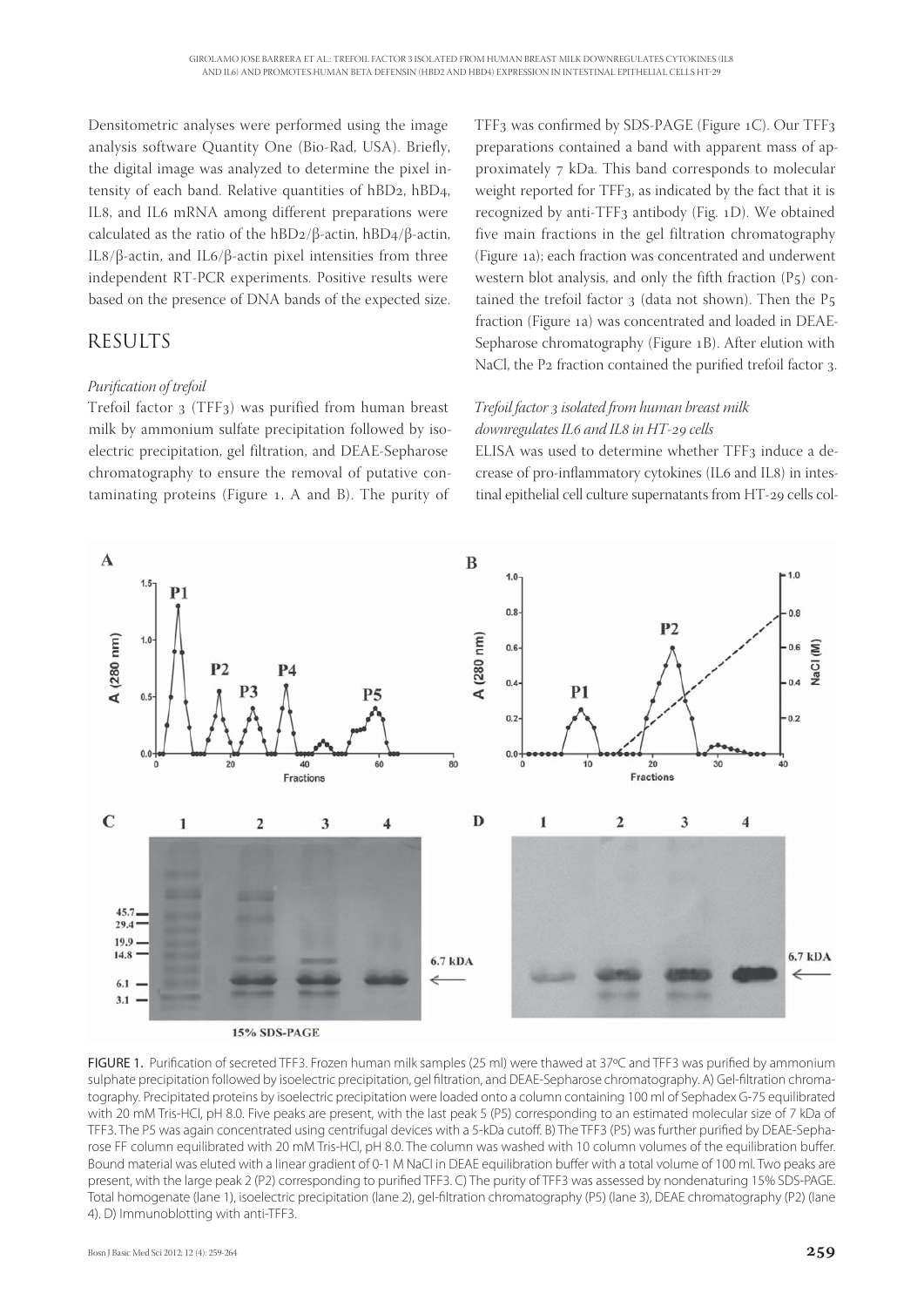Densitometric analyses were performed using the image analysis software Quantity One (Bio-Rad, USA). Briefly, the digital image was analyzed to determine the pixel intensity of each band. Relative quantities of hBD2, hBD4, IL8, and IL6 mRNA among different preparations were calculated as the ratio of the hBD2/β-actin, hBD4/β-actin, IL8/β-actin, and IL6/β-actin pixel intensities from three independent RT-PCR experiments. Positive results were based on the presence of DNA bands of the expected size.

## RESULTS

### *Purification of trefoil*

Trefoil factor 3 (TFF3) was purified from human breast milk by ammonium sulfate precipitation followed by isoelectric precipitation, gel filtration, and DEAE-Sepharose chromatography to ensure the removal of putative contaminating proteins (Figure 1, A and B). The purity of TFF3 was confirmed by SDS-PAGE (Figure 1C). Our TFF3 preparations contained a band with apparent mass of approximately 7 kDa. This band corresponds to molecular weight reported for TFF3, as indicated by the fact that it is recognized by anti-TFF3 antibody (Fig. 1D). We obtained five main fractions in the gel filtration chromatography (Figure 1a); each fraction was concentrated and underwent western blot analysis, and only the fifth fraction (P5) contained the trefoil factor 3 (data not shown). Then the P5 fraction (Figure 1a) was concentrated and loaded in DEAE-Sepharose chromatography (Figure 1B). After elution with NaCl, the P2 fraction contained the purified trefoil factor 3.

### *Trefoil factor 3 isolated from human breast milk downregulates IL6 and IL8 in HT-29 cells*

ELISA was used to determine whether TFF3 induce a decrease of pro-inflammatory cytokines (IL6 and IL8) in intestinal epithelial cell culture supernatants from HT-29 cells col-

FIGURE 1. Purification of secreted TFF3. Frozen human milk samples (25 ml) were thawed at 37ºC and TFF3 was purified by ammonium sulphate precipitation followed by isoelectric precipitation, gel filtration, and DEAE-Sepharose chromatography. A) Gel-filtration chromatography. Precipitated proteins by isoelectric precipitation were loaded onto a column containing 100 ml of Sephadex G-75 equilibrated with 20 mM Tris-HCl, pH 8.0. Five peaks are present, with the last peak 5 (P5) corresponding to an estimated molecular size of 7 kDa of TFF3. The P5 was again concentrated using centrifugal devices with a 5-kDa cutoff. B) The TFF3 (P5) was further purified by DEAE-Sepharose FF column equilibrated with 20 mM Tris-HCl, pH 8.0. The column was washed with 10 column volumes of the equilibration buffer. Bound material was eluted with a linear gradient of 0-1 M NaCl in DEAE equilibration buffer with a total volume of 100 ml. Two peaks are present, with the large peak 2 (P2) corresponding to purified TFF3. C) The purity of TFF3 was assessed by nondenaturing 15% SDS-PAGE. Total homogenate (lane 1), isoelectric precipitation (lane 2), gel-filtration chromatography (P5) (lane 3), DEAE chromatography (P2) (lane 4). D) Immunoblotting with anti-TFF3.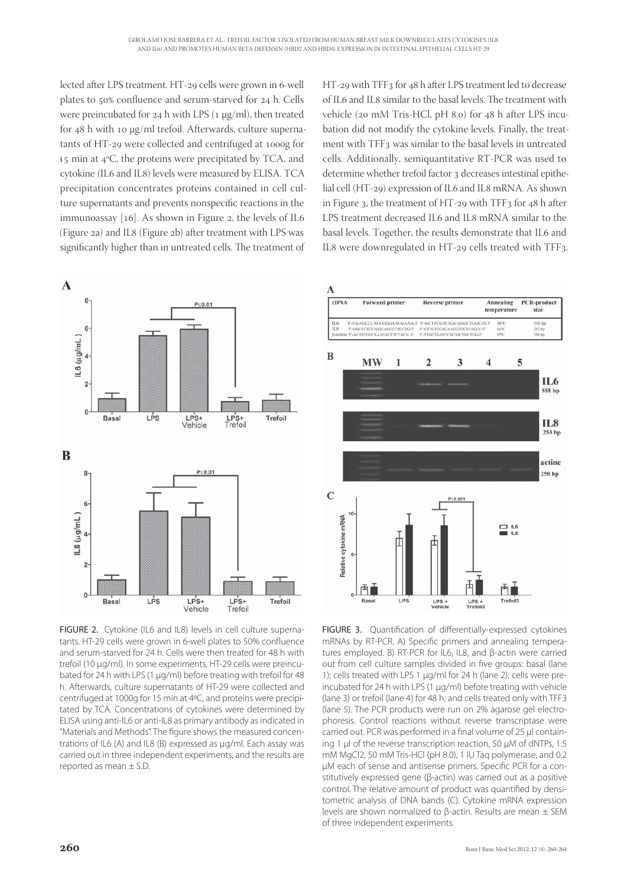lected after LPS treatment. HT-29 cells were grown in 6-well plates to 50% confluence and serum-starved for 24 h. Cells were preincubated for 24 h with LPS (1 µg/ml), then treated for 48 h with 10 µg/ml trefoil. Afterwards, culture supernatants of HT-29 were collected and centrifuged at 1000g for 15 min at 4ºC, the proteins were precipitated by TCA, and cytokine (IL6 and IL8) levels were measured by ELISA. TCA precipitation concentrates proteins contained in cell culture supernatants and prevents nonspecific reactions in the immunoassay [16]. As shown in Figure 2, the levels of IL6 (Figure 2a) and IL8 (Figure 2b) after treatment with LPS was significantly higher than in untreated cells. The treatment of HT-29 with TFF3 for 48 h after LPS treatment led to decrease of IL6 and IL8 similar to the basal levels. The treatment with vehicle (20 mM Tris-HCl, pH 8.0) for 48 h after LPS incubation did not modify the cytokine levels. Finally, the treatment with TFF3 was similar to the basal levels in untreated cells. Additionally, semiquantitative RT-PCR was used to determine whether trefoil factor 3 decreases intestinal epithelial cell (HT-29) expression of IL6 and IL8 mRNA. As shown in Figure 3, the treatment of HT-29 with TFF3 for 48 h after LPS treatment decreased IL6 and IL8 mRNA similar to the basal levels. Together, the results demonstrate that IL6 and IL8 were downregulated in HT-29 cells treated with TFF3.

FIGURE 2. Cytokine (IL6 and IL8) levels in cell culture supernatants. HT-29 cells were grown in 6-well plates to 50% confluence and serum-starved for 24 h. Cells were then treated for 48 h with trefoil (10 µg/ml). In some experiments, HT-29 cells were preincubated for 24 h with LPS (1 µg/ml) before treating with trefoil for 48 h. Afterwards, culture supernatants of HT-29 were collected and centrifuged at 1000g for 15 min at 4ºC, and proteins were precipitated by TCA. Concentrations of cytokines were determined by ELISA using anti-IL6 or anti-IL8 as primary antibody as indicated in "Materials and Methods". The figure shows the measured concentrations of IL6 (A) and IL8 (B) expressed as µg/ml. Each assay was carried out in three independent experiments, and the results are reported as mean ± S.D.

| cDNA | Forward primer | Reverse primer | Annealing temperature | PCR-product size |
|---|---|---|---|---|
| IL6 | 5'-CGAGCCCACCGGGAACGAAA-3' | 5'-GCTTCGTCAGCAGGCTGGCAT-3' | 56°C | 558 bp |
| IL8 | 5'-GGCTCTCTTGGCAGCCTTCCTG-3' | 5'-CTTCTCCACAACCGTCTCACCC-3' | 66°C | 253 bp |
| b-actine | 5'-ACATCCGCAAAGACCTCTACG-3' | 5'-TTGCTGATCCACATCTGCTGG-3' | 55°C | 250 bp |

FIGURE 3. Quantification of differentially-expressed cytokines mRNAs by RT-PCR. A) Specific primers and annealing temperatures employed. B) RT-PCR for IL6, IL8, and β-actin were carried out from cell culture samples divided in five groups: basal (lane 1); cells treated with LPS 1 µg/ml for 24 h (lane 2); cells were preincubated for 24 h with LPS (1 µg/ml) before treating with vehicle (lane 3) or trefoil (lane 4) for 48 h; and cells treated only with TFF3 (lane 5). The PCR products were run on 2% agarose gel electrophoresis. Control reactions without reverse transcriptase were carried out. PCR was performed in a final volume of 25 µl containing 1 µl of the reverse transcription reaction, 50 µM of dNTPs, 1.5 mM $MgCl_2$, 50 mM Tris-HCl (pH 8.0), 1 IU Taq polymerase, and 0.2 µM each of sense and antisense primers. Specific PCR for a constitutively expressed gene (β-actin) was carried out as a positive control. The relative amount of product was quantified by densitometric analysis of DNA bands (C). Cytokine mRNA expression levels are shown normalized to β-actin. Results are mean ± SEM of three independent experiments.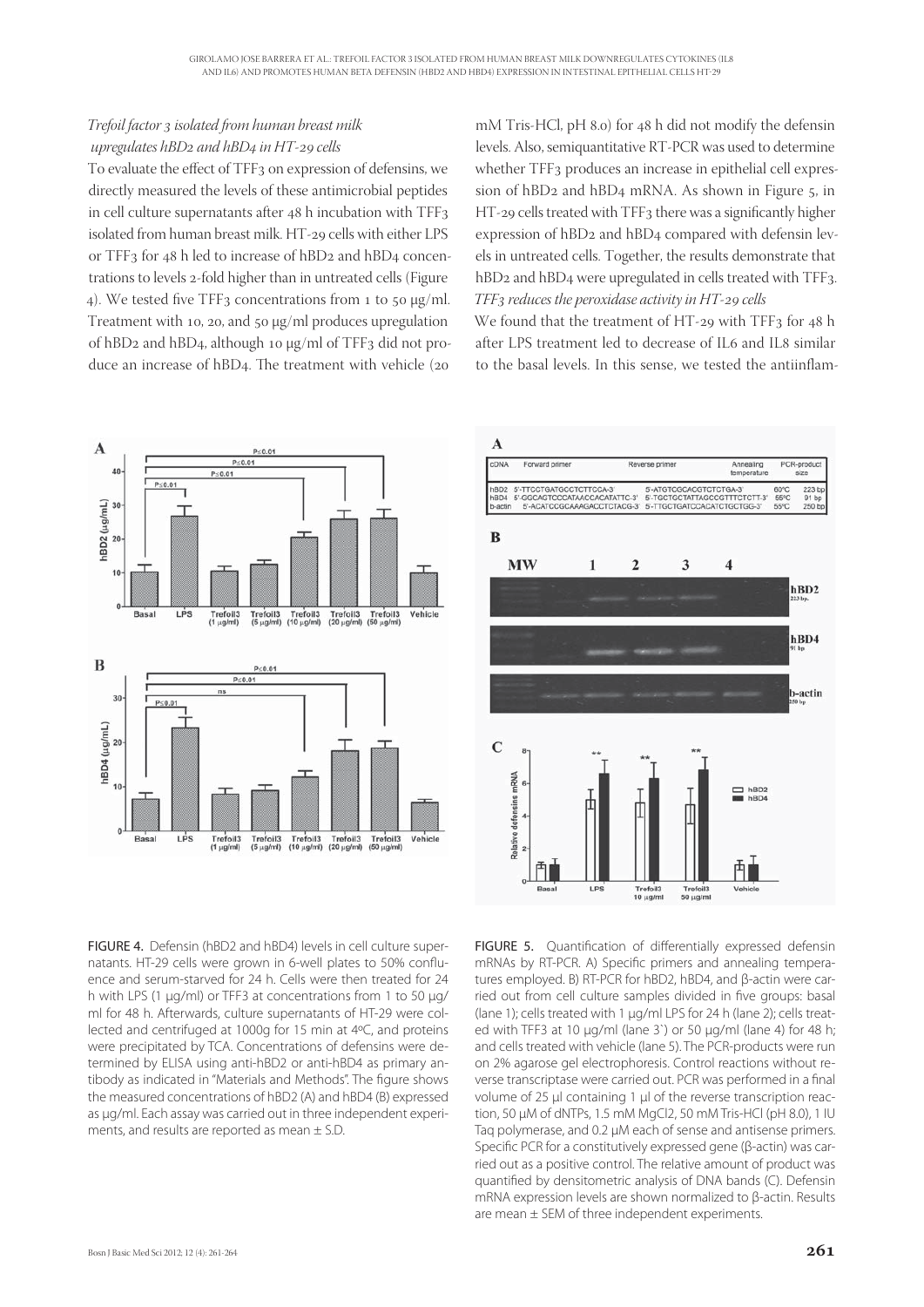### *Trefoil factor 3 isolated from human breast milk upregulates hBD2 and hBD4 in HT-29 cells*

To evaluate the effect of TFF3 on expression of defensins, we directly measured the levels of these antimicrobial peptides in cell culture supernatants after 48 h incubation with TFF3 isolated from human breast milk. HT-29 cells with either LPS or TFF3 for 48 h led to increase of hBD2 and hBD4 concentrations to levels 2-fold higher than in untreated cells (Figure 4). We tested five TFF3 concentrations from 1 to 50 µg/ml. Treatment with 10, 20, and 50 µg/ml produces upregulation of hBD2 and hBD4, although 10 µg/ml of TFF3 did not produce an increase of hBD4. The treatment with vehicle (20 mM Tris-HCl, pH 8.0) for 48 h did not modify the defensin levels. Also, semiquantitative RT-PCR was used to determine whether TFF3 produces an increase in epithelial cell expression of hBD2 and hBD4 mRNA. As shown in Figure 5, in HT-29 cells treated with TFF3 there was a significantly higher expression of hBD2 and hBD4 compared with defensin levels in untreated cells. Together, the results demonstrate that hBD2 and hBD4 were upregulated in cells treated with TFF3.

### *TFF3 reduces the peroxidase activity in HT-29 cells*

We found that the treatment of HT-29 with TFF3 for 48 h after LPS treatment led to decrease of IL6 and IL8 similar to the basal levels. In this sense, we tested the antiinflam-

FIGURE 4. Defensin (hBD2 and hBD4) levels in cell culture supernatants. HT-29 cells were grown in 6-well plates to 50% confluence and serum-starved for 24 h. Cells were then treated for 24 h with LPS (1 µg/ml) or TFF3 at concentrations from 1 to 50 µg/ml for 48 h. Afterwards, culture supernatants of HT-29 were collected and centrifuged at 1000g for 15 min at 4ºC, and proteins were precipitated by TCA. Concentrations of defensins were determined by ELISA using anti-hBD2 or anti-hBD4 as primary antibody as indicated in "Materials and Methods". The figure shows the measured concentrations of hBD2 (A) and hBD4 (B) expressed as µg/ml. Each assay was carried out in three independent experiments, and results are reported as mean ± S.D.

| cDNA | Forward primer | Reverse primer | Annealing temperature | PCR-product size |
|---|---|---|---|---|
| hBD2 | 5'-TTCCTGATGCCTCTTCCA-3' | 5'-ATGTCGCACGTCTCTGA-3' | 60ºC | 223 bp |
| hBD4 | 5'-GGCAGTCCCATAACCACATATTC-3' | 5'-TGCTGCTATTAGCCGTTTCTCTT-3' | 55ºC | 91 bp |
| b-actin | 5'-ACATCCGCAAAGACCTCTACG-3' | 5'-TTGCTGATCCACATCTGCTGG-3' | 55ºC | 250 bp |

FIGURE 5. Quantification of differentially expressed defensin mRNAs by RT-PCR. A) Specific primers and annealing temperatures employed. B) RT-PCR for hBD2, hBD4, and β-actin were carried out from cell culture samples divided in five groups: basal (lane 1); cells treated with 1 µg/ml LPS for 24 h (lane 2); cells treated with TFF3 at 10 µg/ml (lane 3`) or 50 µg/ml (lane 4) for 48 h; and cells treated with vehicle (lane 5). The PCR-products were run on 2% agarose gel electrophoresis. Control reactions without reverse transcriptase were carried out. PCR was performed in a final volume of 25 µl containing 1 µl of the reverse transcription reaction, 50 µM of dNTPs, 1.5 mM MgCl2, 50 mM Tris-HCl (pH 8.0), 1 IU Taq polymerase, and 0.2 µM each of sense and antisense primers. Specific PCR for a constitutively expressed gene (β-actin) was carried out as a positive control. The relative amount of product was quantified by densitometric analysis of DNA bands (C). Defensin mRNA expression levels are shown normalized to β-actin. Results are mean ± SEM of three independent experiments.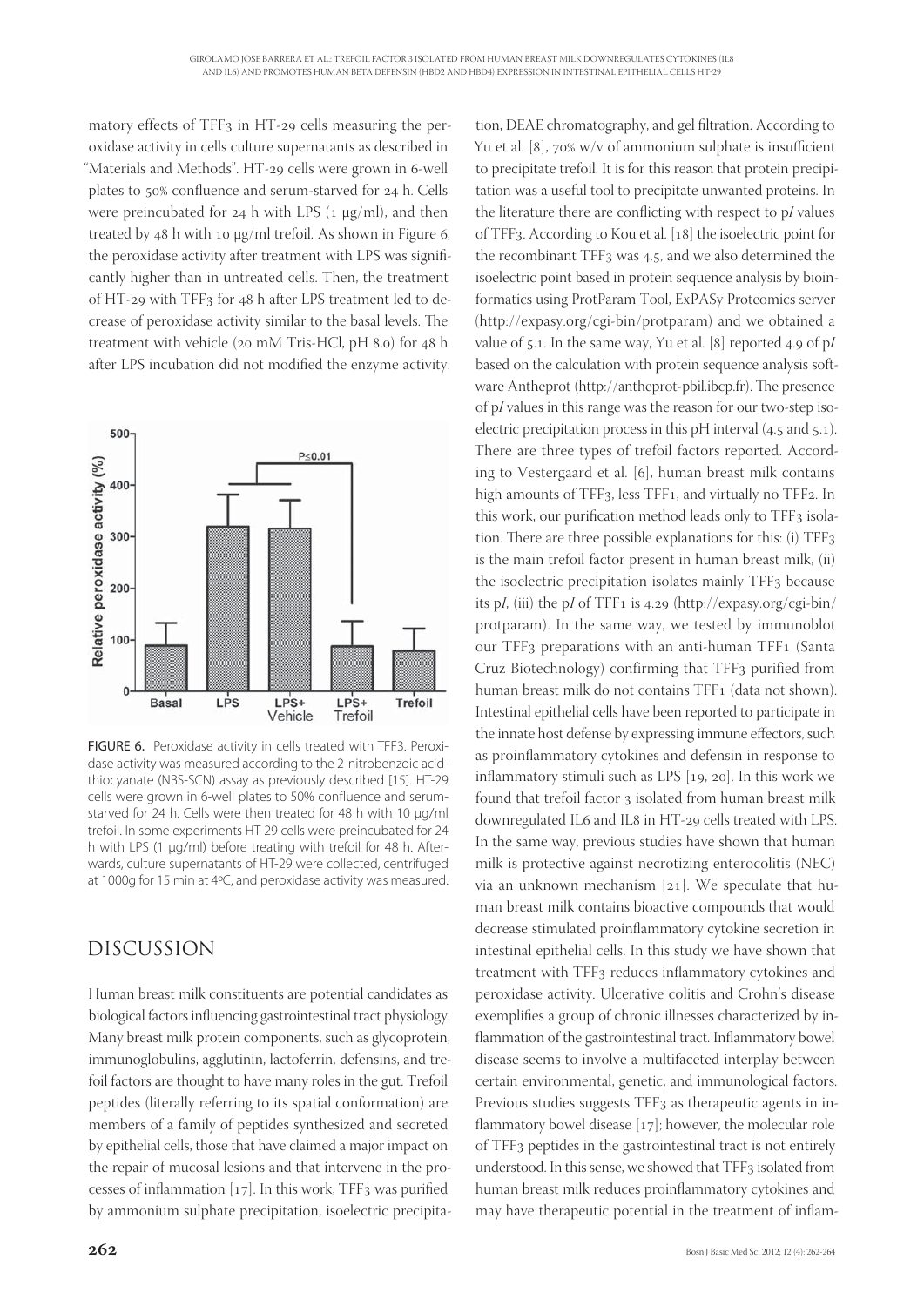matory effects of TFF3 in HT-29 cells measuring the peroxidase activity in cells culture supernatants as described in "Materials and Methods". HT-29 cells were grown in 6-well plates to 50% confluence and serum-starved for 24 h. Cells were preincubated for 24 h with LPS (1 μg/ml), and then treated by 48 h with 10 μg/ml trefoil. As shown in Figure 6, the peroxidase activity after treatment with LPS was significantly higher than in untreated cells. Then, the treatment of HT-29 with TFF3 for 48 h after LPS treatment led to decrease of peroxidase activity similar to the basal levels. The treatment with vehicle (20 mM Tris-HCl, pH 8.0) for 48 h after LPS incubation did not modified the enzyme activity.

FIGURE 6. Peroxidase activity in cells treated with TFF3. Peroxidase activity was measured according to the 2-nitrobenzoic acid-thiocyanate (NBS-SCN) assay as previously described [15]. HT-29 cells were grown in 6-well plates to 50% confluence and serum-starved for 24 h. Cells were then treated for 48 h with 10 μg/ml trefoil. In some experiments HT-29 cells were preincubated for 24 h with LPS (1 μg/ml) before treating with trefoil for 48 h. Afterwards, culture supernatants of HT-29 were collected, centrifuged at 1000g for 15 min at 4ºC, and peroxidase activity was measured.

## DISCUSSION

Human breast milk constituents are potential candidates as biological factors influencing gastrointestinal tract physiology. Many breast milk protein components, such as glycoprotein, immunoglobulins, agglutinin, lactoferrin, defensins, and trefoil factors are thought to have many roles in the gut. Trefoil peptides (literally referring to its spatial conformation) are members of a family of peptides synthesized and secreted by epithelial cells, those that have claimed a major impact on the repair of mucosal lesions and that intervene in the processes of inflammation [17]. In this work, TFF3 was purified by ammonium sulphate precipitation, isoelectric precipitation, DEAE chromatography, and gel filtration. According to Yu et al. [8], 70% w/v of ammonium sulphate is insufficient to precipitate trefoil. It is for this reason that protein precipitation was a useful tool to precipitate unwanted proteins. In the literature there are conflicting with respect to p*I* values of TFF3. According to Kou et al. [18] the isoelectric point for the recombinant TFF3 was 4.5, and we also determined the isoelectric point based in protein sequence analysis by bioinformatics using ProtParam Tool, ExPASy Proteomics server (http://expasy.org/cgi-bin/protparam) and we obtained a value of 5.1. In the same way, Yu et al. [8] reported 4.9 of p*I* based on the calculation with protein sequence analysis software Antheprot (http://antheprot-pbil.ibcp.fr). The presence of p*I* values in this range was the reason for our two-step isoelectric precipitation process in this pH interval (4.5 and 5.1). There are three types of trefoil factors reported. According to Vestergaard et al. [6], human breast milk contains high amounts of TFF3, less TFF1, and virtually no TFF2. In this work, our purification method leads only to TFF3 isolation. There are three possible explanations for this: (i) TFF3 is the main trefoil factor present in human breast milk, (ii) the isoelectric precipitation isolates mainly TFF3 because its p*I*, (iii) the p*I* of TFF1 is 4.29 (http://expasy.org/cgi-bin/protparam). In the same way, we tested by immunoblot our TFF3 preparations with an anti-human TFF1 (Santa Cruz Biotechnology) confirming that TFF3 purified from human breast milk do not contains TFF1 (data not shown). Intestinal epithelial cells have been reported to participate in the innate host defense by expressing immune effectors, such as proinflammatory cytokines and defensin in response to inflammatory stimuli such as LPS [19, 20]. In this work we found that trefoil factor 3 isolated from human breast milk downregulated IL6 and IL8 in HT-29 cells treated with LPS. In the same way, previous studies have shown that human milk is protective against necrotizing enterocolitis (NEC) via an unknown mechanism [21]. We speculate that human breast milk contains bioactive compounds that would decrease stimulated proinflammatory cytokine secretion in intestinal epithelial cells. In this study we have shown that treatment with TFF3 reduces inflammatory cytokines and peroxidase activity. Ulcerative colitis and Crohn's disease exemplifies a group of chronic illnesses characterized by inflammation of the gastrointestinal tract. Inflammatory bowel disease seems to involve a multifaceted interplay between certain environmental, genetic, and immunological factors. Previous studies suggests TFF3 as therapeutic agents in inflammatory bowel disease [17]; however, the molecular role of TFF3 peptides in the gastrointestinal tract is not entirely understood. In this sense, we showed that TFF3 isolated from human breast milk reduces proinflammatory cytokines and may have therapeutic potential in the treatment of inflam-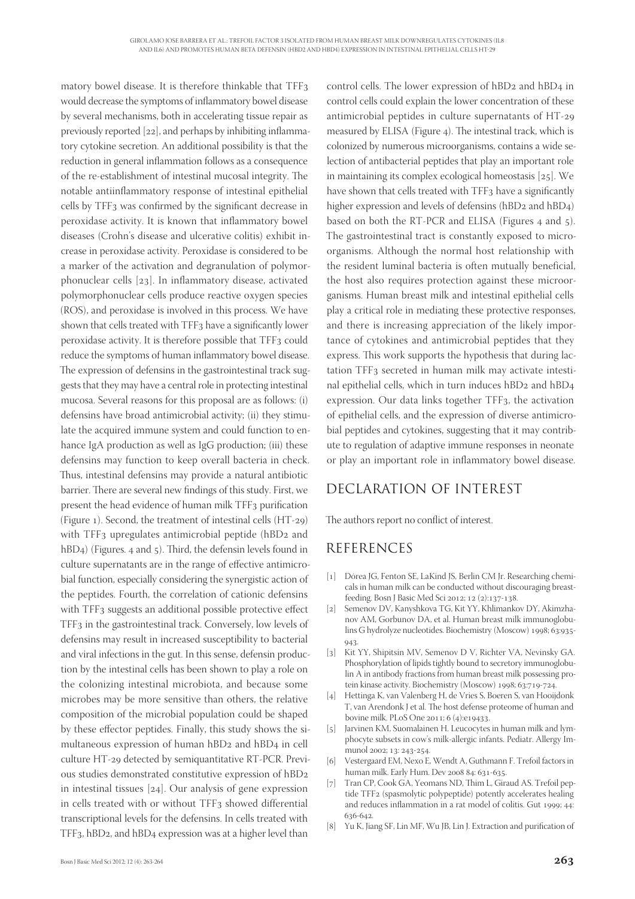matory bowel disease. It is therefore thinkable that TFF3 would decrease the symptoms of inflammatory bowel disease by several mechanisms, both in accelerating tissue repair as previously reported [22], and perhaps by inhibiting inflammatory cytokine secretion. An additional possibility is that the reduction in general inflammation follows as a consequence of the re-establishment of intestinal mucosal integrity. The notable antiinflammatory response of intestinal epithelial cells by TFF3 was confirmed by the significant decrease in peroxidase activity. It is known that inflammatory bowel diseases (Crohn's disease and ulcerative colitis) exhibit increase in peroxidase activity. Peroxidase is considered to be a marker of the activation and degranulation of polymorphonuclear cells [23]. In inflammatory disease, activated polymorphonuclear cells produce reactive oxygen species (ROS), and peroxidase is involved in this process. We have shown that cells treated with TFF3 have a significantly lower peroxidase activity. It is therefore possible that TFF3 could reduce the symptoms of human inflammatory bowel disease. The expression of defensins in the gastrointestinal track suggests that they may have a central role in protecting intestinal mucosa. Several reasons for this proposal are as follows: (i) defensins have broad antimicrobial activity; (ii) they stimulate the acquired immune system and could function to enhance IgA production as well as IgG production; (iii) these defensins may function to keep overall bacteria in check. Thus, intestinal defensins may provide a natural antibiotic barrier. There are several new findings of this study. First, we present the head evidence of human milk TFF3 purification (Figure 1). Second, the treatment of intestinal cells (HT-29) with TFF3 upregulates antimicrobial peptide (hBD2 and hBD4) (Figures. 4 and 5). Third, the defensin levels found in culture supernatants are in the range of effective antimicrobial function, especially considering the synergistic action of the peptides. Fourth, the correlation of cationic defensins with TFF3 suggests an additional possible protective effect TFF3 in the gastrointestinal track. Conversely, low levels of defensins may result in increased susceptibility to bacterial and viral infections in the gut. In this sense, defensin production by the intestinal cells has been shown to play a role on the colonizing intestinal microbiota, and because some microbes may be more sensitive than others, the relative composition of the microbial population could be shaped by these effector peptides. Finally, this study shows the simultaneous expression of human hBD2 and hBD4 in cell culture HT-29 detected by semiquantitative RT-PCR. Previous studies demonstrated constitutive expression of hBD2 in intestinal tissues [24]. Our analysis of gene expression in cells treated with or without TFF3 showed differential transcriptional levels for the defensins. In cells treated with TFF3, hBD2, and hBD4 expression was at a higher level than control cells. The lower expression of hBD2 and hBD4 in control cells could explain the lower concentration of these antimicrobial peptides in culture supernatants of HT-29 measured by ELISA (Figure 4). The intestinal track, which is colonized by numerous microorganisms, contains a wide selection of antibacterial peptides that play an important role in maintaining its complex ecological homeostasis [25]. We have shown that cells treated with TFF3 have a significantly higher expression and levels of defensins (hBD2 and hBD4) based on both the RT-PCR and ELISA (Figures 4 and 5). The gastrointestinal tract is constantly exposed to microorganisms. Although the normal host relationship with the resident luminal bacteria is often mutually beneficial, the host also requires protection against these microorganisms. Human breast milk and intestinal epithelial cells play a critical role in mediating these protective responses, and there is increasing appreciation of the likely importance of cytokines and antimicrobial peptides that they express. This work supports the hypothesis that during lactation TFF3 secreted in human milk may activate intestinal epithelial cells, which in turn induces hBD2 and hBD4 expression. Our data links together TFF3, the activation of epithelial cells, and the expression of diverse antimicrobial peptides and cytokines, suggesting that it may contribute to regulation of adaptive immune responses in neonate or play an important role in inflammatory bowel disease.

## DECLARATION OF INTEREST

The authors report no conflict of interest.

## REFERENCES

[1] Dórea JG, Fenton SE, LaKind JS, Berlin CM Jr. Researching chemicals in human milk can be conducted without discouraging breastfeeding. Bosn J Basic Med Sci 2012; 12 (2):137-138.

[2] Semenov DV, Kanyshkova TG, Kit YY, Khlimankov DY, Akimzhanov AM, Gorbunov DA, et al. Human breast milk immunoglobulins G hydrolyze nucleotides. Biochemistry (Moscow) 1998; 63:935-943.

[3] Kit YY, Shipitsin MV, Semenov D V, Richter VA, Nevinsky GA. Phosphorylation of lipids tightly bound to secretory immunoglobulin A in antibody fractions from human breast milk possessing protein kinase activity. Biochemistry (Moscow) 1998; 63:719-724.

[4] Hettinga K, van Valenberg H, de Vries S, Boeren S, van Hooijdonk T, van Arendonk J et al. The host defense proteome of human and bovine milk. PLoS One 2011; 6 (4):e19433.

[5] Jarvinen KM, Suomalainen H. Leucocytes in human milk and lymphocyte subsets in cow's milk-allergic infants. Pediatr. Allergy Immunol 2002; 13: 243-254.

[6] Vestergaard EM, Nexo E, Wendt A, Guthmann F. Trefoil factors in human milk. Early Hum. Dev 2008 84: 631-635.

[7] Tran CP, Cook GA, Yeomans ND, Thim L, Giraud AS. Trefoil peptide TFF2 (spasmolytic polypeptide) potently accelerates healing and reduces inflammation in a rat model of colitis. Gut 1999; 44: 636-642.

[8] Yu K, Jiang SF, Lin MF, Wu JB, Lin J. Extraction and purification of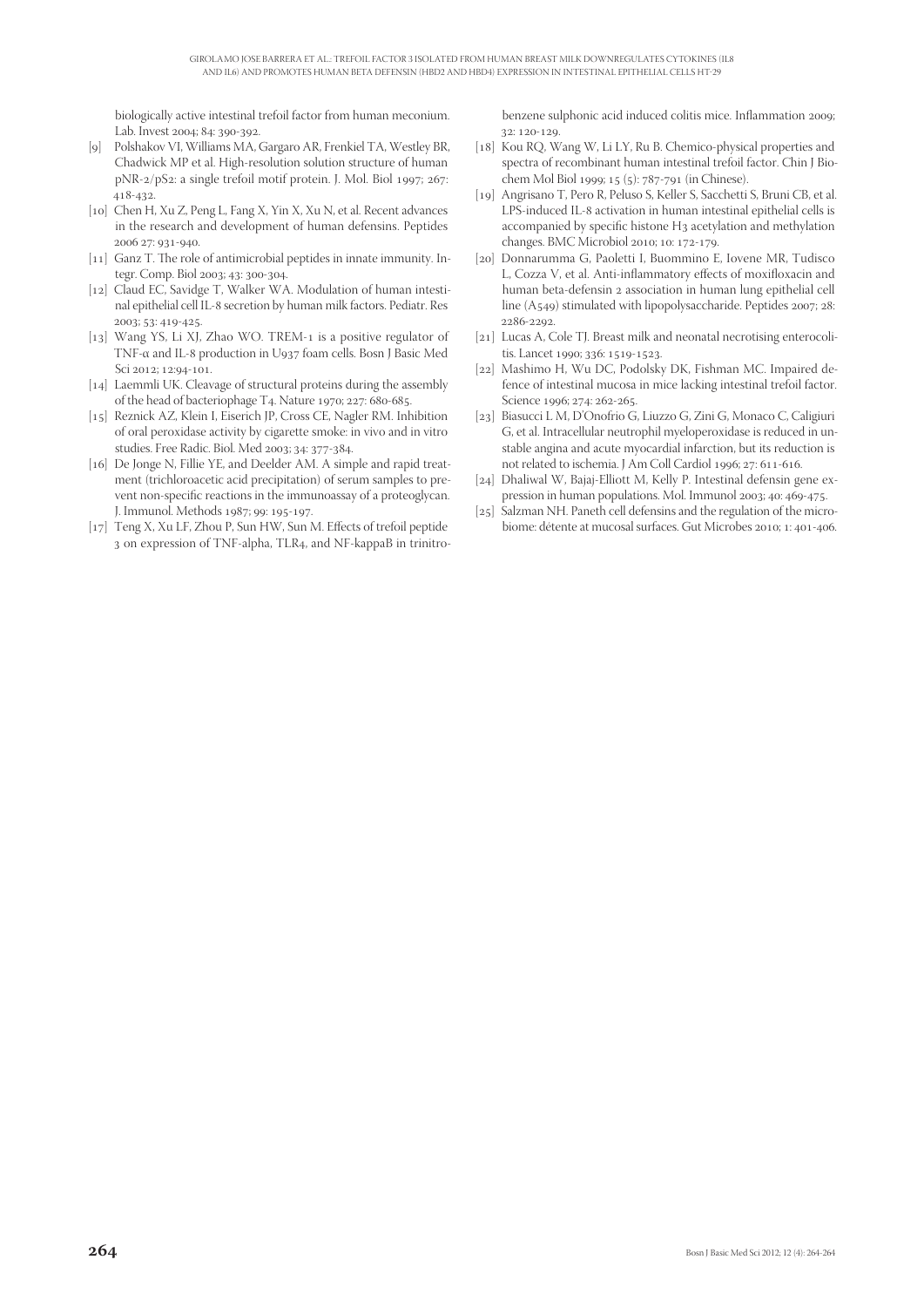biologically active intestinal trefoil factor from human meconium. Lab. Invest 2004; 84: 390-392.

[9] Polshakov VI, Williams MA, Gargaro AR, Frenkiel TA, Westley BR, Chadwick MP et al. High-resolution solution structure of human pNR-2/pS2: a single trefoil motif protein. J. Mol. Biol 1997; 267: 418-432.

[10] Chen H, Xu Z, Peng L, Fang X, Yin X, Xu N, et al. Recent advances in the research and development of human defensins. Peptides 2006 27: 931-940.

[11] Ganz T. The role of antimicrobial peptides in innate immunity. Integr. Comp. Biol 2003; 43: 300-304.

[12] Claud EC, Savidge T, Walker WA. Modulation of human intestinal epithelial cell IL-8 secretion by human milk factors. Pediatr. Res 2003; 53: 419-425.

[13] Wang YS, Li XJ, Zhao WO. TREM-1 is a positive regulator of TNF-α and IL-8 production in U937 foam cells. Bosn J Basic Med Sci 2012; 12:94-101.

[14] Laemmli UK. Cleavage of structural proteins during the assembly of the head of bacteriophage T4. Nature 1970; 227: 680-685.

[15] Reznick AZ, Klein I, Eiserich JP, Cross CE, Nagler RM. Inhibition of oral peroxidase activity by cigarette smoke: in vivo and in vitro studies. Free Radic. Biol. Med 2003; 34: 377-384.

[16] De Jonge N, Fillie YE, and Deelder AM. A simple and rapid treatment (trichloroacetic acid precipitation) of serum samples to prevent non-specific reactions in the immunoassay of a proteoglycan. J. Immunol. Methods 1987; 99: 195-197.

[17] Teng X, Xu LF, Zhou P, Sun HW, Sun M. Effects of trefoil peptide 3 on expression of TNF-alpha, TLR4, and NF-kappaB in trinitrobenzene sulphonic acid induced colitis mice. Inflammation 2009; 32: 120-129.

[18] Kou RQ, Wang W, Li LY, Ru B. Chemico-physical properties and spectra of recombinant human intestinal trefoil factor. Chin J Biochem Mol Biol 1999; 15 (5): 787-791 (in Chinese).

[19] Angrisano T, Pero R, Peluso S, Keller S, Sacchetti S, Bruni CB, et al. LPS-induced IL-8 activation in human intestinal epithelial cells is accompanied by specific histone H3 acetylation and methylation changes. BMC Microbiol 2010; 10: 172-179.

[20] Donnarumma G, Paoletti I, Buommino E, Iovene MR, Tudisco L, Cozza V, et al. Anti-inflammatory effects of moxifloxacin and human beta-defensin 2 association in human lung epithelial cell line (A549) stimulated with lipopolysaccharide. Peptides 2007; 28: 2286-2292.

[21] Lucas A, Cole TJ. Breast milk and neonatal necrotising enterocolitis. Lancet 1990; 336: 1519-1523.

[22] Mashimo H, Wu DC, Podolsky DK, Fishman MC. Impaired defence of intestinal mucosa in mice lacking intestinal trefoil factor. Science 1996; 274: 262-265.

[23] Biasucci L M, D'Onofrio G, Liuzzo G, Zini G, Monaco C, Caligiuri G, et al. Intracellular neutrophil myeloperoxidase is reduced in unstable angina and acute myocardial infarction, but its reduction is not related to ischemia. J Am Coll Cardiol 1996; 27: 611-616.

[24] Dhaliwal W, Bajaj-Elliott M, Kelly P. Intestinal defensin gene expression in human populations. Mol. Immunol 2003; 40: 469-475.

[25] Salzman NH. Paneth cell defensins and the regulation of the microbiome: détente at mucosal surfaces. Gut Microbes 2010; 1: 401-406.